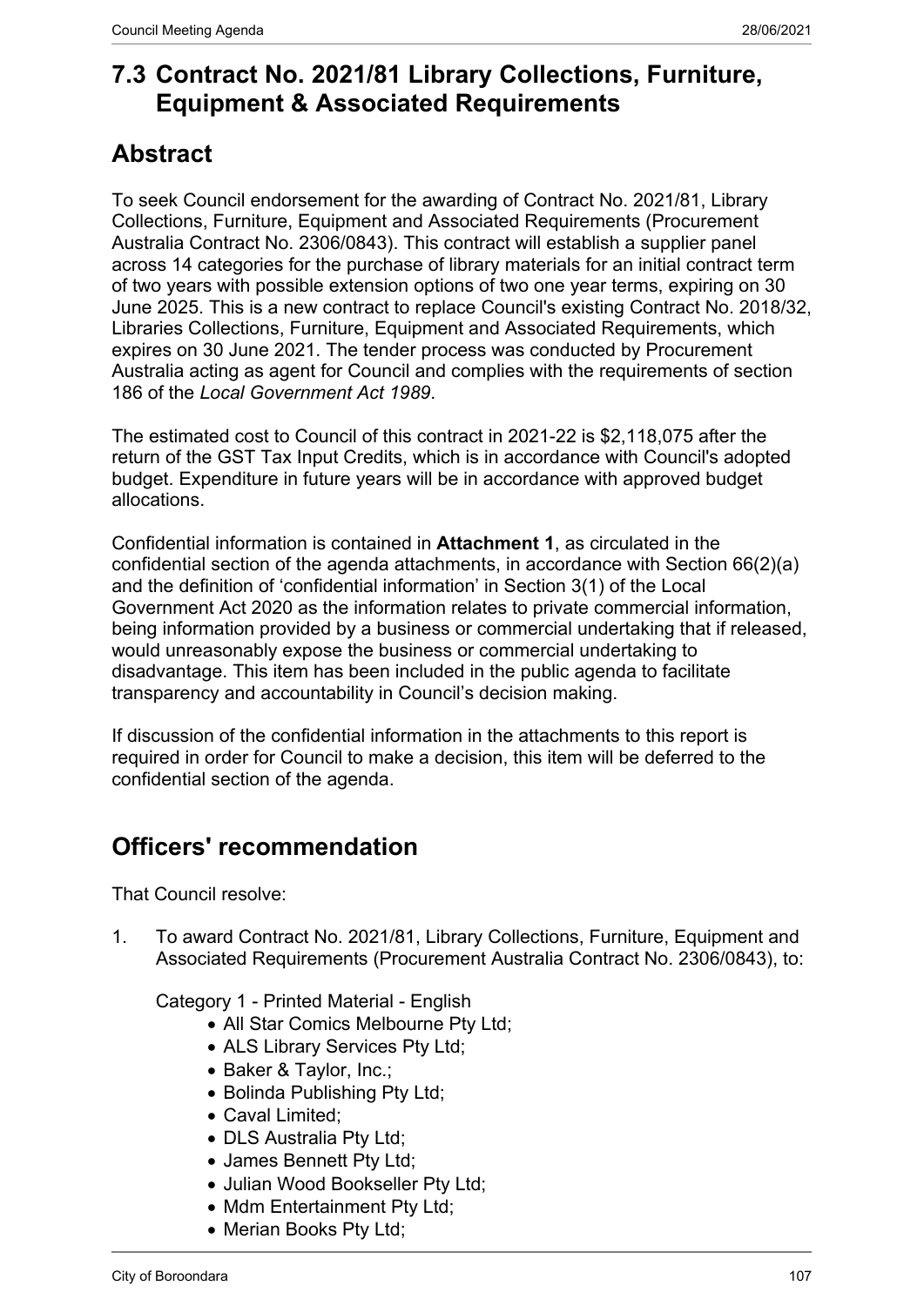# 7.3 Contract No. 2021/81 Library Collections, Furniture, Equipment & Associated Requirements

## Abstract

To seek Council endorsement for the awarding of Contract No. 2021/81, Library Collections, Furniture, Equipment and Associated Requirements (Procurement Australia Contract No. 2306/0843). This contract will establish a supplier panel across 14 categories for the purchase of library materials for an initial contract term of two years with possible extension options of two one year terms, expiring on 30 June 2025. This is a new contract to replace Council's existing Contract No. 2018/32, Libraries Collections, Furniture, Equipment and Associated Requirements, which expires on 30 June 2021. The tender process was conducted by Procurement Australia acting as agent for Council and complies with the requirements of section 186 of the *Local Government Act 1989*.

The estimated cost to Council of this contract in 2021-22 is $2,118,075 after the return of the GST Tax Input Credits, which is in accordance with Council's adopted budget. Expenditure in future years will be in accordance with approved budget allocations.

Confidential information is contained in **Attachment 1**, as circulated in the confidential section of the agenda attachments, in accordance with Section 66(2)(a) and the definition of 'confidential information' in Section 3(1) of the Local Government Act 2020 as the information relates to private commercial information, being information provided by a business or commercial undertaking that if released, would unreasonably expose the business or commercial undertaking to disadvantage. This item has been included in the public agenda to facilitate transparency and accountability in Council's decision making.

If discussion of the confidential information in the attachments to this report is required in order for Council to make a decision, this item will be deferred to the confidential section of the agenda.

## Officers' recommendation

That Council resolve:

1. To award Contract No. 2021/81, Library Collections, Furniture, Equipment and Associated Requirements (Procurement Australia Contract No. 2306/0843), to:

   Category 1 - Printed Material - English

   - All Star Comics Melbourne Pty Ltd;
   - ALS Library Services Pty Ltd;
   - Baker & Taylor, Inc.;
   - Bolinda Publishing Pty Ltd;
   - Caval Limited;
   - DLS Australia Pty Ltd;
   - James Bennett Pty Ltd;
   - Julian Wood Bookseller Pty Ltd;
   - Mdm Entertainment Pty Ltd;
   - Merian Books Pty Ltd;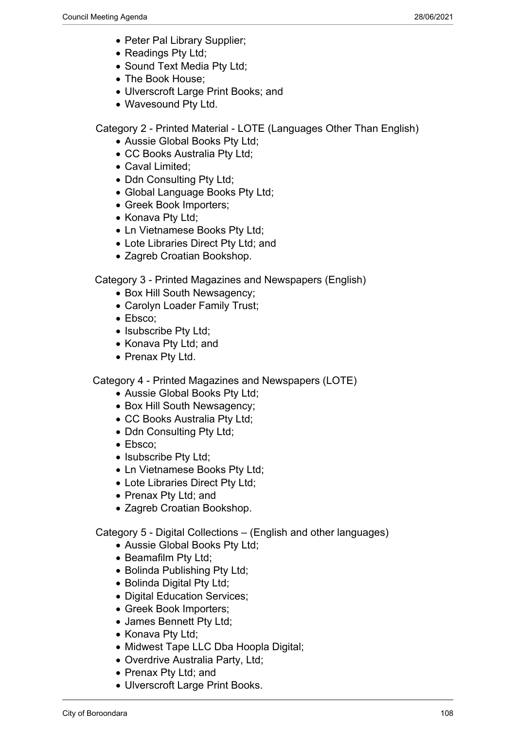- Peter Pal Library Supplier;
- Readings Pty Ltd;
- Sound Text Media Pty Ltd;
- The Book House;
- Ulverscroft Large Print Books; and
- Wavesound Pty Ltd.

Category 2 - Printed Material - LOTE (Languages Other Than English)

- Aussie Global Books Pty Ltd;
- CC Books Australia Pty Ltd;
- Caval Limited;
- Ddn Consulting Pty Ltd;
- Global Language Books Pty Ltd;
- Greek Book Importers;
- Konava Pty Ltd;
- Ln Vietnamese Books Pty Ltd;
- Lote Libraries Direct Pty Ltd; and
- Zagreb Croatian Bookshop.

Category 3 - Printed Magazines and Newspapers (English)

- Box Hill South Newsagency;
- Carolyn Loader Family Trust;
- Ebsco;
- Isubscribe Pty Ltd;
- Konava Pty Ltd; and
- Prenax Pty Ltd.

Category 4 - Printed Magazines and Newspapers (LOTE)

- Aussie Global Books Pty Ltd;
- Box Hill South Newsagency;
- CC Books Australia Pty Ltd;
- Ddn Consulting Pty Ltd;
- Ebsco;
- Isubscribe Pty Ltd;
- Ln Vietnamese Books Pty Ltd;
- Lote Libraries Direct Pty Ltd;
- Prenax Pty Ltd; and
- Zagreb Croatian Bookshop.

Category 5 - Digital Collections – (English and other languages)

- Aussie Global Books Pty Ltd;
- Beamafilm Pty Ltd;
- Bolinda Publishing Pty Ltd;
- Bolinda Digital Pty Ltd;
- Digital Education Services;
- Greek Book Importers;
- James Bennett Pty Ltd;
- Konava Pty Ltd;
- Midwest Tape LLC Dba Hoopla Digital;
- Overdrive Australia Party, Ltd;
- Prenax Pty Ltd; and
- Ulverscroft Large Print Books.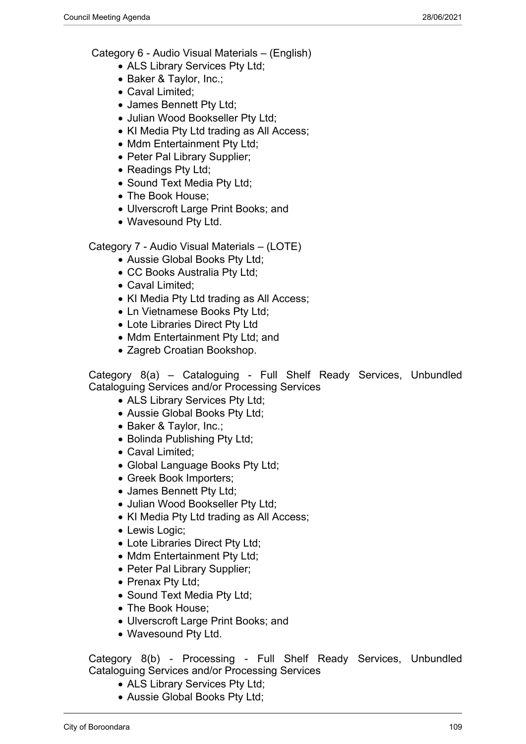Category 6 - Audio Visual Materials – (English)

- ALS Library Services Pty Ltd;
- Baker & Taylor, Inc.;
- Caval Limited;
- James Bennett Pty Ltd;
- Julian Wood Bookseller Pty Ltd;
- KI Media Pty Ltd trading as All Access;
- Mdm Entertainment Pty Ltd;
- Peter Pal Library Supplier;
- Readings Pty Ltd;
- Sound Text Media Pty Ltd;
- The Book House;
- Ulverscroft Large Print Books; and
- Wavesound Pty Ltd.

Category 7 - Audio Visual Materials – (LOTE)

- Aussie Global Books Pty Ltd;
- CC Books Australia Pty Ltd;
- Caval Limited;
- KI Media Pty Ltd trading as All Access;
- Ln Vietnamese Books Pty Ltd;
- Lote Libraries Direct Pty Ltd
- Mdm Entertainment Pty Ltd; and
- Zagreb Croatian Bookshop.

Category 8(a) – Cataloguing - Full Shelf Ready Services, Unbundled Cataloguing Services and/or Processing Services

- ALS Library Services Pty Ltd;
- Aussie Global Books Pty Ltd;
- Baker & Taylor, Inc.;
- Bolinda Publishing Pty Ltd;
- Caval Limited;
- Global Language Books Pty Ltd;
- Greek Book Importers;
- James Bennett Pty Ltd;
- Julian Wood Bookseller Pty Ltd;
- KI Media Pty Ltd trading as All Access;
- Lewis Logic;
- Lote Libraries Direct Pty Ltd;
- Mdm Entertainment Pty Ltd;
- Peter Pal Library Supplier;
- Prenax Pty Ltd;
- Sound Text Media Pty Ltd;
- The Book House;
- Ulverscroft Large Print Books; and
- Wavesound Pty Ltd.

Category 8(b) - Processing - Full Shelf Ready Services, Unbundled Cataloguing Services and/or Processing Services

- ALS Library Services Pty Ltd;
- Aussie Global Books Pty Ltd;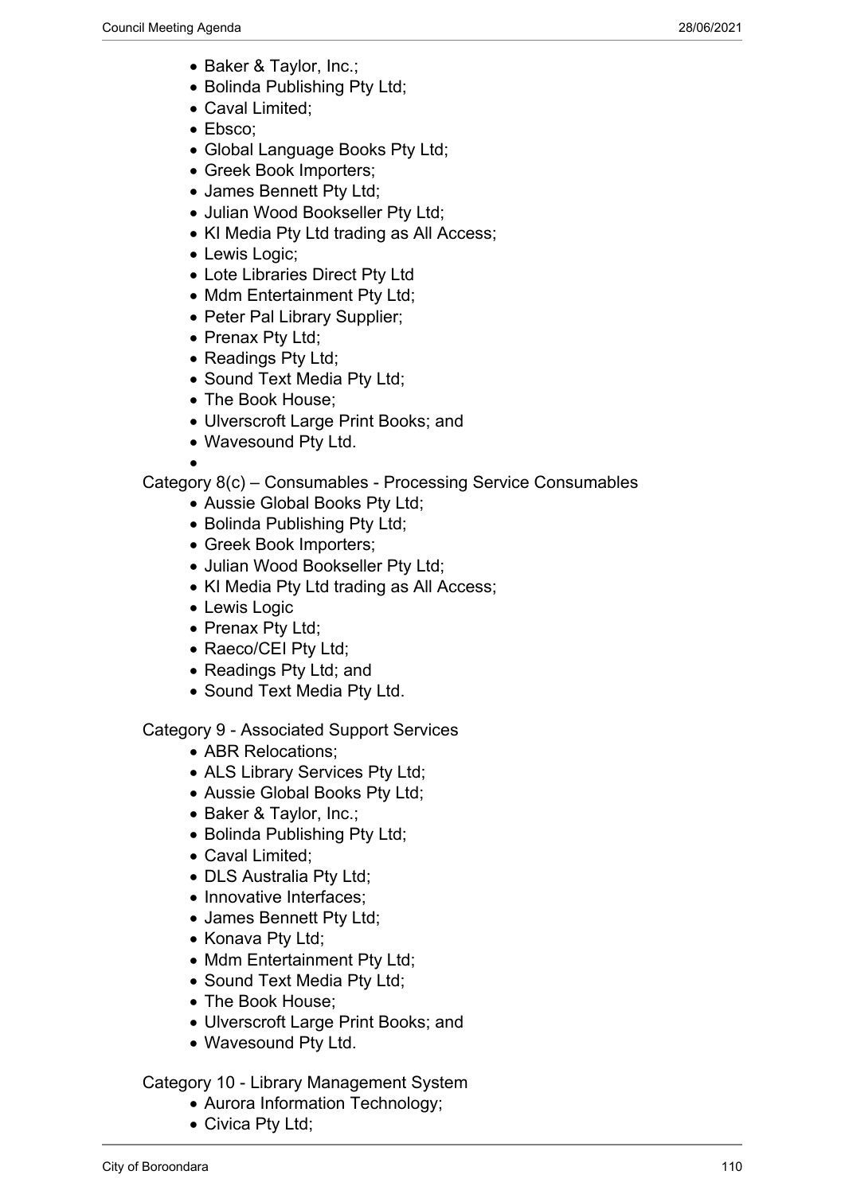- Baker & Taylor, Inc.;
- Bolinda Publishing Pty Ltd;
- Caval Limited;
- Ebsco;
- Global Language Books Pty Ltd;
- Greek Book Importers;
- James Bennett Pty Ltd;
- Julian Wood Bookseller Pty Ltd;
- KI Media Pty Ltd trading as All Access;
- Lewis Logic;
- Lote Libraries Direct Pty Ltd
- Mdm Entertainment Pty Ltd;
- Peter Pal Library Supplier;
- Prenax Pty Ltd;
- Readings Pty Ltd;
- Sound Text Media Pty Ltd;
- The Book House;
- Ulverscroft Large Print Books; and
- Wavesound Pty Ltd.

Category 8(c) – Consumables - Processing Service Consumables

- Aussie Global Books Pty Ltd;
- Bolinda Publishing Pty Ltd;
- Greek Book Importers;
- Julian Wood Bookseller Pty Ltd;
- KI Media Pty Ltd trading as All Access;
- Lewis Logic
- Prenax Pty Ltd;
- Raeco/CEI Pty Ltd;
- Readings Pty Ltd; and
- Sound Text Media Pty Ltd.

Category 9 - Associated Support Services

- ABR Relocations;
- ALS Library Services Pty Ltd;
- Aussie Global Books Pty Ltd;
- Baker & Taylor, Inc.;
- Bolinda Publishing Pty Ltd;
- Caval Limited;
- DLS Australia Pty Ltd;
- Innovative Interfaces;
- James Bennett Pty Ltd;
- Konava Pty Ltd;
- Mdm Entertainment Pty Ltd;
- Sound Text Media Pty Ltd;
- The Book House;
- Ulverscroft Large Print Books; and
- Wavesound Pty Ltd.

Category 10 - Library Management System

- Aurora Information Technology;
- Civica Pty Ltd;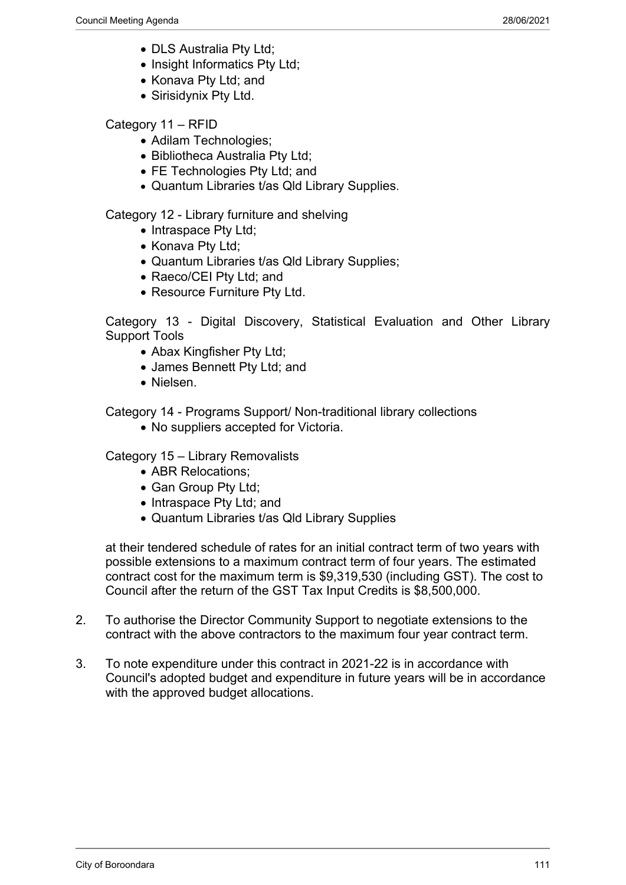- DLS Australia Pty Ltd;
- Insight Informatics Pty Ltd;
- Konava Pty Ltd; and
- Sirisidynix Pty Ltd.

Category 11 – RFID

- Adilam Technologies;
- Bibliotheca Australia Pty Ltd;
- FE Technologies Pty Ltd; and
- Quantum Libraries t/as Qld Library Supplies.

Category 12 - Library furniture and shelving

- Intraspace Pty Ltd;
- Konava Pty Ltd;
- Quantum Libraries t/as Qld Library Supplies;
- Raeco/CEI Pty Ltd; and
- Resource Furniture Pty Ltd.

Category 13 - Digital Discovery, Statistical Evaluation and Other Library Support Tools

- Abax Kingfisher Pty Ltd;
- James Bennett Pty Ltd; and
- Nielsen.

Category 14 - Programs Support/ Non-traditional library collections

- No suppliers accepted for Victoria.

Category 15 – Library Removalists

- ABR Relocations;
- Gan Group Pty Ltd;
- Intraspace Pty Ltd; and
- Quantum Libraries t/as Qld Library Supplies

at their tendered schedule of rates for an initial contract term of two years with possible extensions to a maximum contract term of four years. The estimated contract cost for the maximum term is $9,319,530 (including GST). The cost to Council after the return of the GST Tax Input Credits is $8,500,000.

2. To authorise the Director Community Support to negotiate extensions to the contract with the above contractors to the maximum four year contract term.

3. To note expenditure under this contract in 2021-22 is in accordance with Council's adopted budget and expenditure in future years will be in accordance with the approved budget allocations.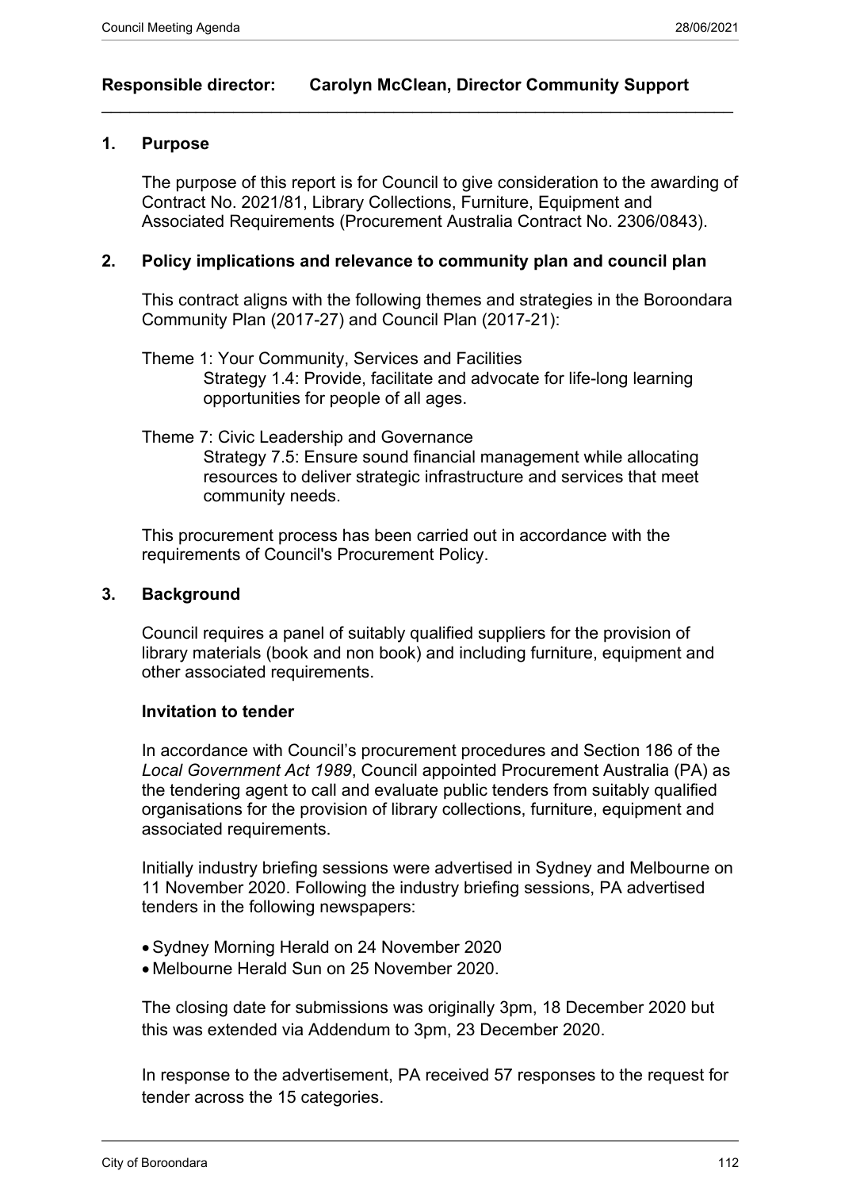**Responsible director: Carolyn McClean, Director Community Support**

---

## 1. Purpose

The purpose of this report is for Council to give consideration to the awarding of Contract No. 2021/81, Library Collections, Furniture, Equipment and Associated Requirements (Procurement Australia Contract No. 2306/0843).

## 2. Policy implications and relevance to community plan and council plan

This contract aligns with the following themes and strategies in the Boroondara Community Plan (2017-27) and Council Plan (2017-21):

Theme 1: Your Community, Services and Facilities
Strategy 1.4: Provide, facilitate and advocate for life-long learning opportunities for people of all ages.

Theme 7: Civic Leadership and Governance
Strategy 7.5: Ensure sound financial management while allocating resources to deliver strategic infrastructure and services that meet community needs.

This procurement process has been carried out in accordance with the requirements of Council's Procurement Policy.

## 3. Background

Council requires a panel of suitably qualified suppliers for the provision of library materials (book and non book) and including furniture, equipment and other associated requirements.

### Invitation to tender

In accordance with Council's procurement procedures and Section 186 of the *Local Government Act 1989*, Council appointed Procurement Australia (PA) as the tendering agent to call and evaluate public tenders from suitably qualified organisations for the provision of library collections, furniture, equipment and associated requirements.

Initially industry briefing sessions were advertised in Sydney and Melbourne on 11 November 2020. Following the industry briefing sessions, PA advertised tenders in the following newspapers:

- Sydney Morning Herald on 24 November 2020
- Melbourne Herald Sun on 25 November 2020.

The closing date for submissions was originally 3pm, 18 December 2020 but this was extended via Addendum to 3pm, 23 December 2020.

In response to the advertisement, PA received 57 responses to the request for tender across the 15 categories.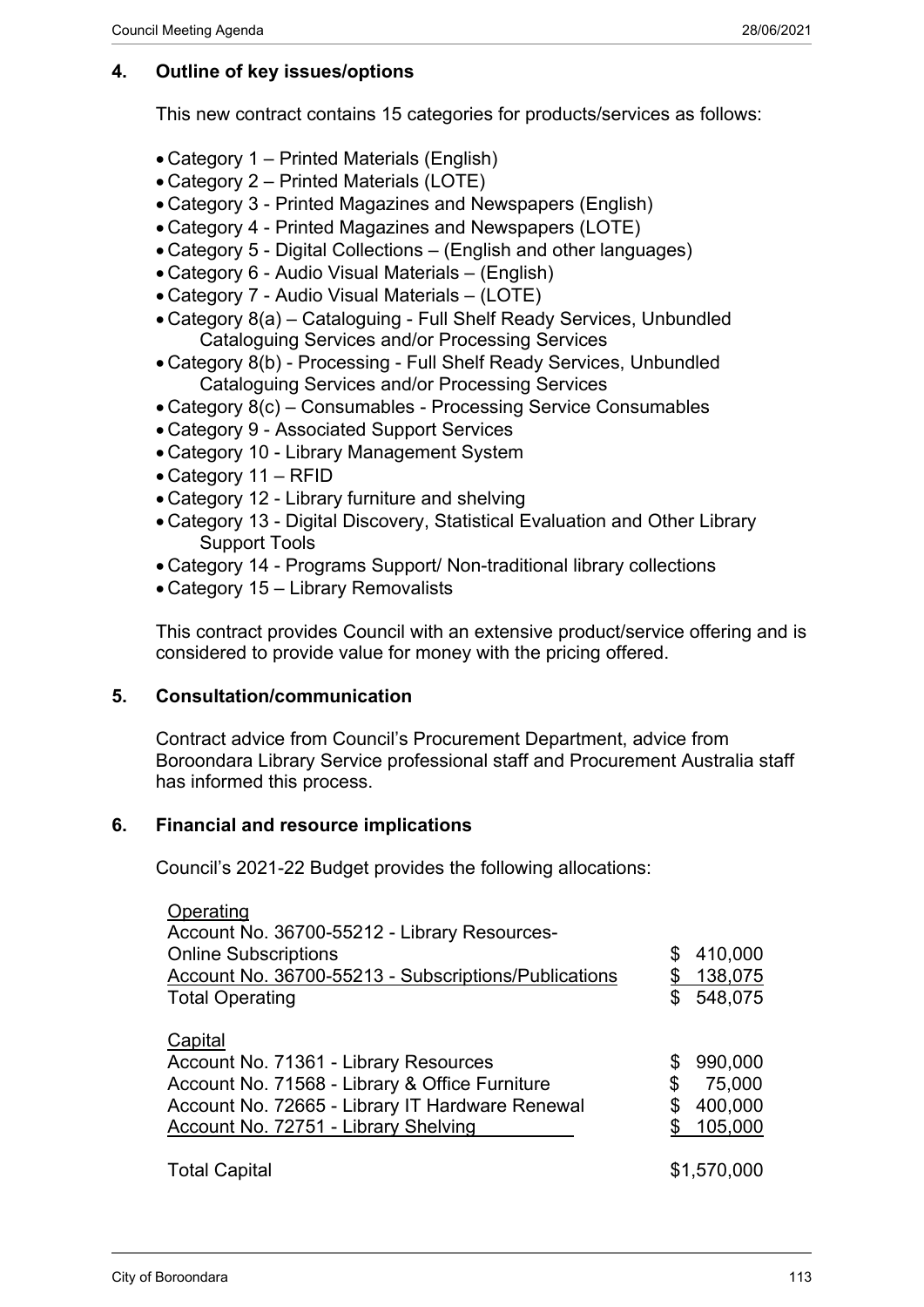## 4. Outline of key issues/options

This new contract contains 15 categories for products/services as follows:

- Category 1 – Printed Materials (English)
- Category 2 – Printed Materials (LOTE)
- Category 3 - Printed Magazines and Newspapers (English)
- Category 4 - Printed Magazines and Newspapers (LOTE)
- Category 5 - Digital Collections – (English and other languages)
- Category 6 - Audio Visual Materials – (English)
- Category 7 - Audio Visual Materials – (LOTE)
- Category 8(a) – Cataloguing - Full Shelf Ready Services, Unbundled Cataloguing Services and/or Processing Services
- Category 8(b) - Processing - Full Shelf Ready Services, Unbundled Cataloguing Services and/or Processing Services
- Category 8(c) – Consumables - Processing Service Consumables
- Category 9 - Associated Support Services
- Category 10 - Library Management System
- Category 11 – RFID
- Category 12 - Library furniture and shelving
- Category 13 - Digital Discovery, Statistical Evaluation and Other Library Support Tools
- Category 14 - Programs Support/ Non-traditional library collections
- Category 15 – Library Removalists

This contract provides Council with an extensive product/service offering and is considered to provide value for money with the pricing offered.

## 5. Consultation/communication

Contract advice from Council's Procurement Department, advice from Boroondara Library Service professional staff and Procurement Australia staff has informed this process.

## 6. Financial and resource implications

Council's 2021-22 Budget provides the following allocations:

| | |
|---|---|
| **Operating** | |
| Account No. 36700-55212 - Library Resources-Online Subscriptions | $ 410,000 |
| Account No. 36700-55213 - Subscriptions/Publications | $ 138,075 |
| Total Operating | $ 548,075 |
| **Capital** | |
| Account No. 71361 - Library Resources | $ 990,000 |
| Account No. 71568 - Library & Office Furniture | $ 75,000 |
| Account No. 72665 - Library IT Hardware Renewal | $ 400,000 |
| Account No. 72751 - Library Shelving | $ 105,000 |
| Total Capital | $1,570,000 |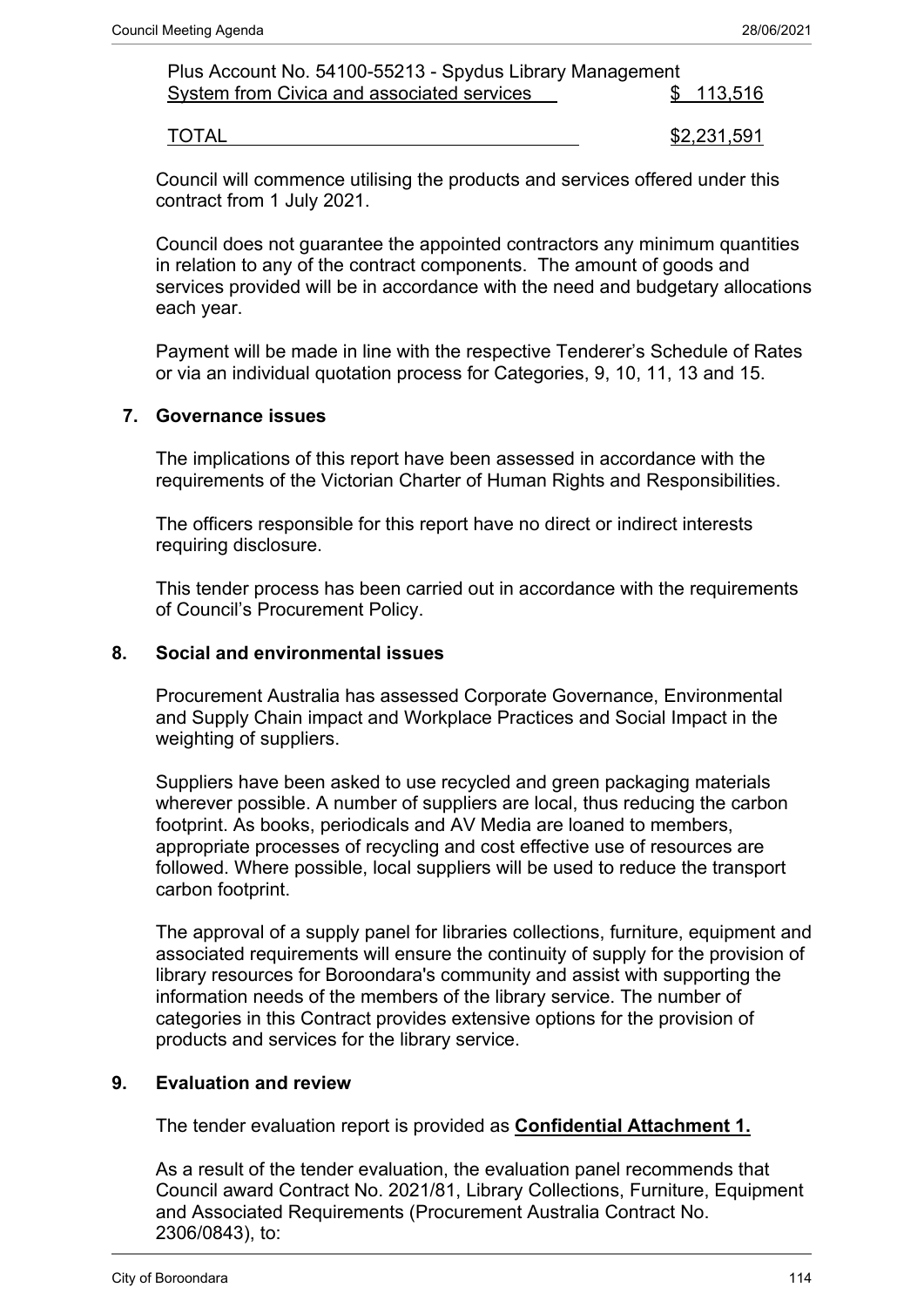| Plus Account No. 54100-55213 - Spydus Library Management System from Civica and associated services | $ 113,516 |
|---|---|
| TOTAL | $2,231,591 |

Council will commence utilising the products and services offered under this contract from 1 July 2021.

Council does not guarantee the appointed contractors any minimum quantities in relation to any of the contract components. The amount of goods and services provided will be in accordance with the need and budgetary allocations each year.

Payment will be made in line with the respective Tenderer's Schedule of Rates or via an individual quotation process for Categories, 9, 10, 11, 13 and 15.

## 7. Governance issues

The implications of this report have been assessed in accordance with the requirements of the Victorian Charter of Human Rights and Responsibilities.

The officers responsible for this report have no direct or indirect interests requiring disclosure.

This tender process has been carried out in accordance with the requirements of Council's Procurement Policy.

## 8. Social and environmental issues

Procurement Australia has assessed Corporate Governance, Environmental and Supply Chain impact and Workplace Practices and Social Impact in the weighting of suppliers.

Suppliers have been asked to use recycled and green packaging materials wherever possible. A number of suppliers are local, thus reducing the carbon footprint. As books, periodicals and AV Media are loaned to members, appropriate processes of recycling and cost effective use of resources are followed. Where possible, local suppliers will be used to reduce the transport carbon footprint.

The approval of a supply panel for libraries collections, furniture, equipment and associated requirements will ensure the continuity of supply for the provision of library resources for Boroondara's community and assist with supporting the information needs of the members of the library service. The number of categories in this Contract provides extensive options for the provision of products and services for the library service.

## 9. Evaluation and review

The tender evaluation report is provided as **Confidential Attachment 1.**

As a result of the tender evaluation, the evaluation panel recommends that Council award Contract No. 2021/81, Library Collections, Furniture, Equipment and Associated Requirements (Procurement Australia Contract No. 2306/0843), to: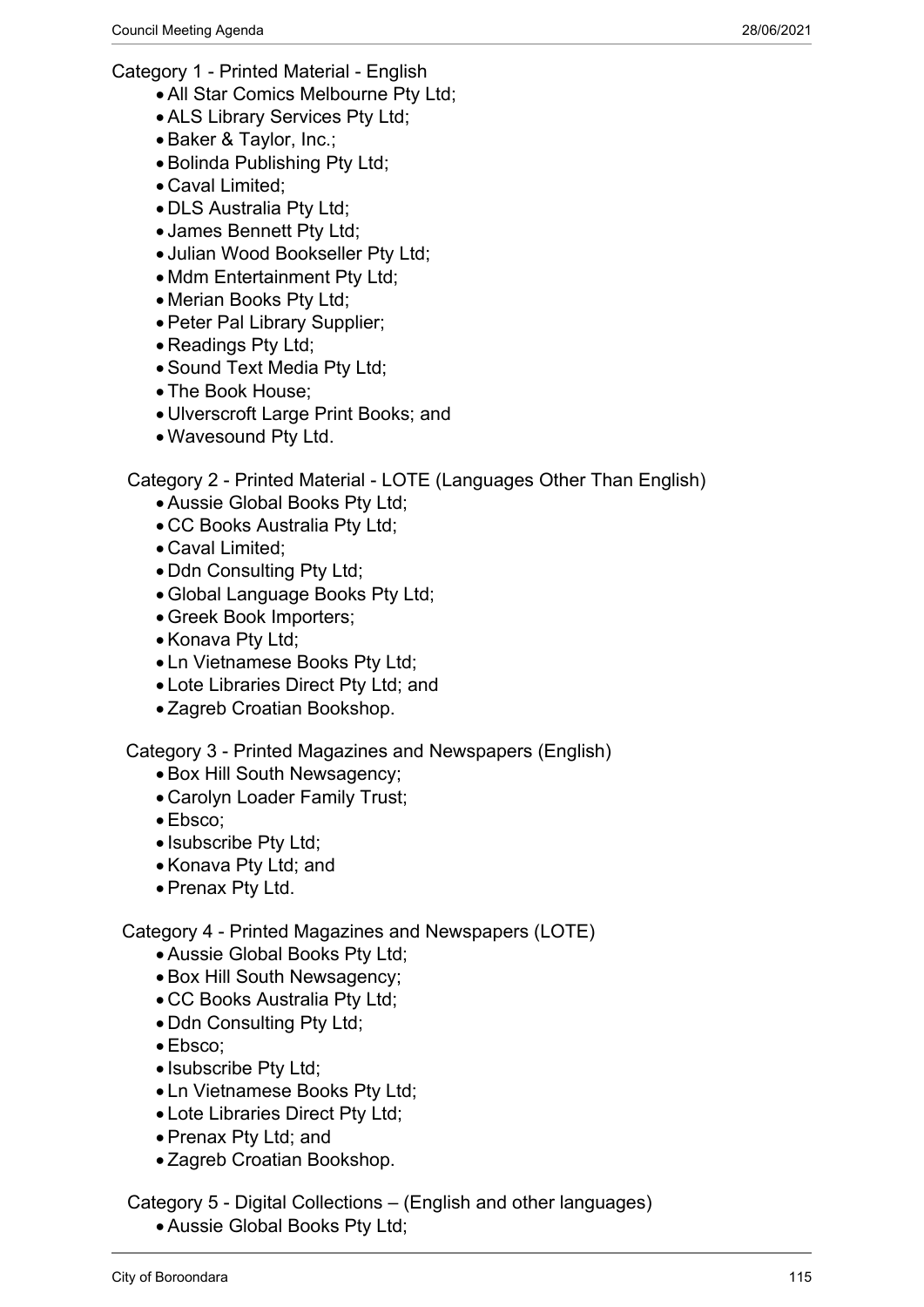Category 1 - Printed Material - English

- All Star Comics Melbourne Pty Ltd;
- ALS Library Services Pty Ltd;
- Baker & Taylor, Inc.;
- Bolinda Publishing Pty Ltd;
- Caval Limited;
- DLS Australia Pty Ltd;
- James Bennett Pty Ltd;
- Julian Wood Bookseller Pty Ltd;
- Mdm Entertainment Pty Ltd;
- Merian Books Pty Ltd;
- Peter Pal Library Supplier;
- Readings Pty Ltd;
- Sound Text Media Pty Ltd;
- The Book House;
- Ulverscroft Large Print Books; and
- Wavesound Pty Ltd.

Category 2 - Printed Material - LOTE (Languages Other Than English)

- Aussie Global Books Pty Ltd;
- CC Books Australia Pty Ltd;
- Caval Limited;
- Ddn Consulting Pty Ltd;
- Global Language Books Pty Ltd;
- Greek Book Importers;
- Konava Pty Ltd;
- Ln Vietnamese Books Pty Ltd;
- Lote Libraries Direct Pty Ltd; and
- Zagreb Croatian Bookshop.

Category 3 - Printed Magazines and Newspapers (English)

- Box Hill South Newsagency;
- Carolyn Loader Family Trust;
- Ebsco;
- Isubscribe Pty Ltd;
- Konava Pty Ltd; and
- Prenax Pty Ltd.

Category 4 - Printed Magazines and Newspapers (LOTE)

- Aussie Global Books Pty Ltd;
- Box Hill South Newsagency;
- CC Books Australia Pty Ltd;
- Ddn Consulting Pty Ltd;
- Ebsco;
- Isubscribe Pty Ltd;
- Ln Vietnamese Books Pty Ltd;
- Lote Libraries Direct Pty Ltd;
- Prenax Pty Ltd; and
- Zagreb Croatian Bookshop.

Category 5 - Digital Collections – (English and other languages)

- Aussie Global Books Pty Ltd;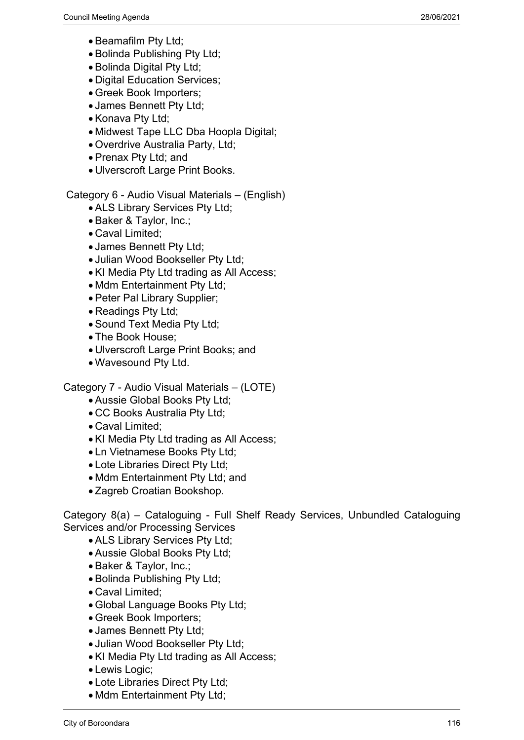- Beamafilm Pty Ltd;
- Bolinda Publishing Pty Ltd;
- Bolinda Digital Pty Ltd;
- Digital Education Services;
- Greek Book Importers;
- James Bennett Pty Ltd;
- Konava Pty Ltd;
- Midwest Tape LLC Dba Hoopla Digital;
- Overdrive Australia Party, Ltd;
- Prenax Pty Ltd; and
- Ulverscroft Large Print Books.

Category 6 - Audio Visual Materials – (English)

- ALS Library Services Pty Ltd;
- Baker & Taylor, Inc.;
- Caval Limited;
- James Bennett Pty Ltd;
- Julian Wood Bookseller Pty Ltd;
- KI Media Pty Ltd trading as All Access;
- Mdm Entertainment Pty Ltd;
- Peter Pal Library Supplier;
- Readings Pty Ltd;
- Sound Text Media Pty Ltd;
- The Book House;
- Ulverscroft Large Print Books; and
- Wavesound Pty Ltd.

Category 7 - Audio Visual Materials – (LOTE)

- Aussie Global Books Pty Ltd;
- CC Books Australia Pty Ltd;
- Caval Limited;
- KI Media Pty Ltd trading as All Access;
- Ln Vietnamese Books Pty Ltd;
- Lote Libraries Direct Pty Ltd;
- Mdm Entertainment Pty Ltd; and
- Zagreb Croatian Bookshop.

Category 8(a) – Cataloguing - Full Shelf Ready Services, Unbundled Cataloguing Services and/or Processing Services

- ALS Library Services Pty Ltd;
- Aussie Global Books Pty Ltd;
- Baker & Taylor, Inc.;
- Bolinda Publishing Pty Ltd;
- Caval Limited;
- Global Language Books Pty Ltd;
- Greek Book Importers;
- James Bennett Pty Ltd;
- Julian Wood Bookseller Pty Ltd;
- KI Media Pty Ltd trading as All Access;
- Lewis Logic;
- Lote Libraries Direct Pty Ltd;
- Mdm Entertainment Pty Ltd;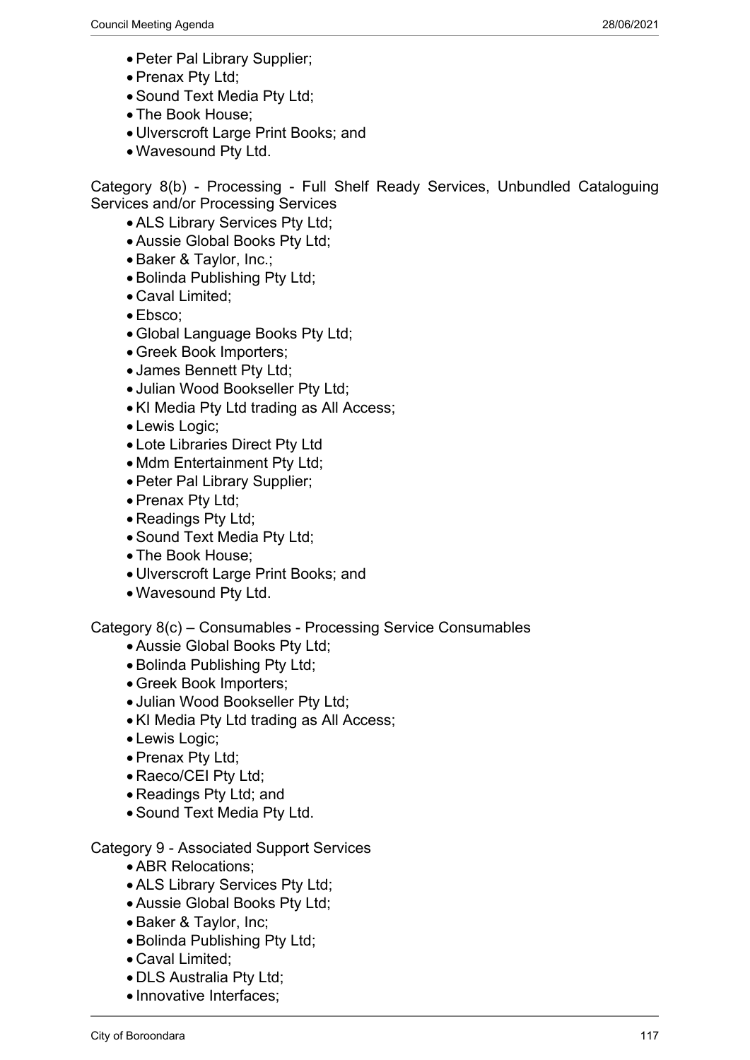- Peter Pal Library Supplier;
- Prenax Pty Ltd;
- Sound Text Media Pty Ltd;
- The Book House;
- Ulverscroft Large Print Books; and
- Wavesound Pty Ltd.

Category 8(b) - Processing - Full Shelf Ready Services, Unbundled Cataloguing Services and/or Processing Services

- ALS Library Services Pty Ltd;
- Aussie Global Books Pty Ltd;
- Baker & Taylor, Inc.;
- Bolinda Publishing Pty Ltd;
- Caval Limited;
- Ebsco;
- Global Language Books Pty Ltd;
- Greek Book Importers;
- James Bennett Pty Ltd;
- Julian Wood Bookseller Pty Ltd;
- KI Media Pty Ltd trading as All Access;
- Lewis Logic;
- Lote Libraries Direct Pty Ltd
- Mdm Entertainment Pty Ltd;
- Peter Pal Library Supplier;
- Prenax Pty Ltd;
- Readings Pty Ltd;
- Sound Text Media Pty Ltd;
- The Book House;
- Ulverscroft Large Print Books; and
- Wavesound Pty Ltd.

Category 8(c) – Consumables - Processing Service Consumables

- Aussie Global Books Pty Ltd;
- Bolinda Publishing Pty Ltd;
- Greek Book Importers;
- Julian Wood Bookseller Pty Ltd;
- KI Media Pty Ltd trading as All Access;
- Lewis Logic;
- Prenax Pty Ltd;
- Raeco/CEI Pty Ltd;
- Readings Pty Ltd; and
- Sound Text Media Pty Ltd.

Category 9 - Associated Support Services

- ABR Relocations;
- ALS Library Services Pty Ltd;
- Aussie Global Books Pty Ltd;
- Baker & Taylor, Inc;
- Bolinda Publishing Pty Ltd;
- Caval Limited;
- DLS Australia Pty Ltd;
- Innovative Interfaces;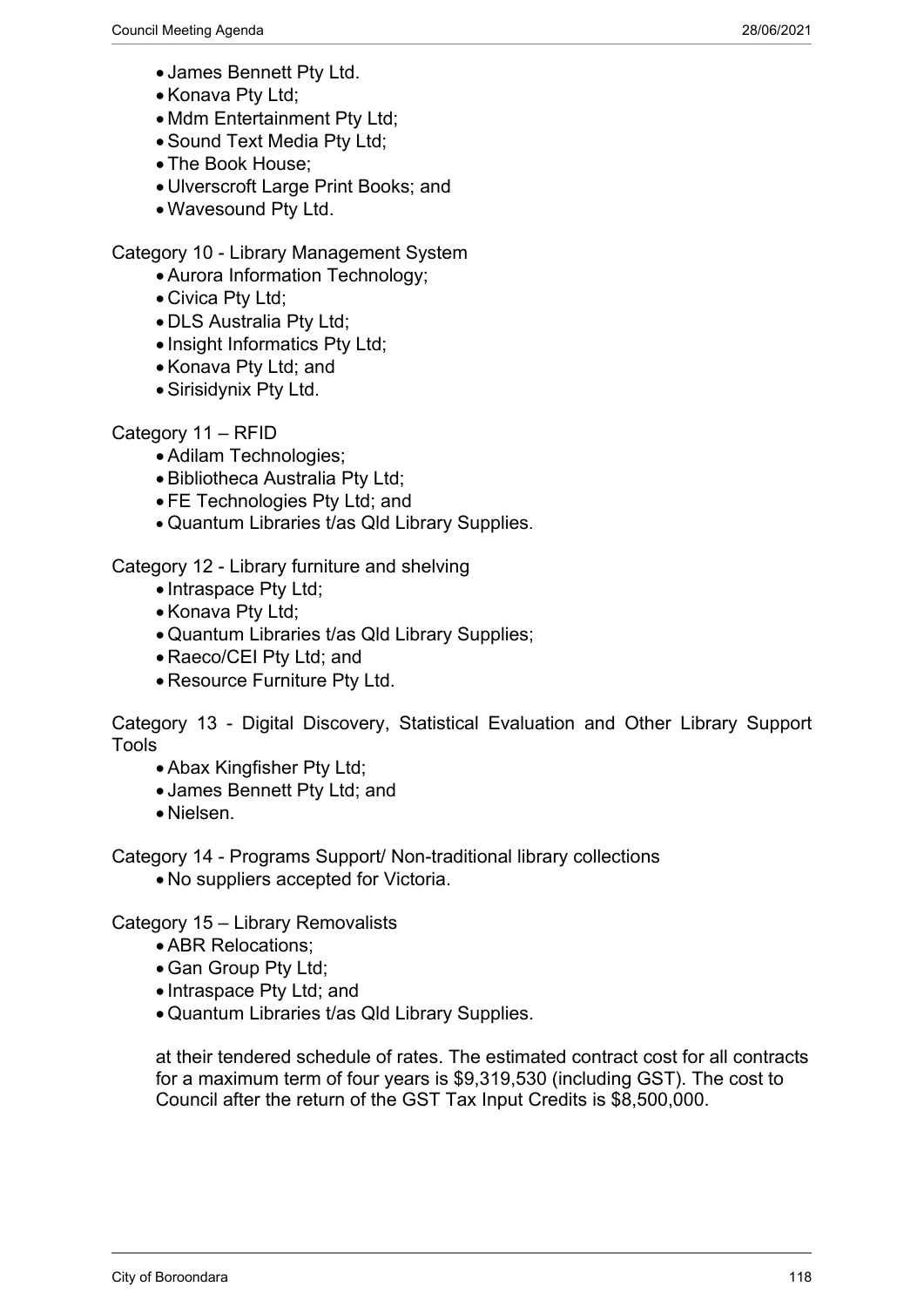- James Bennett Pty Ltd.
- Konava Pty Ltd;
- Mdm Entertainment Pty Ltd;
- Sound Text Media Pty Ltd;
- The Book House;
- Ulverscroft Large Print Books; and
- Wavesound Pty Ltd.

Category 10 - Library Management System

- Aurora Information Technology;
- Civica Pty Ltd;
- DLS Australia Pty Ltd;
- Insight Informatics Pty Ltd;
- Konava Pty Ltd; and
- Sirisidynix Pty Ltd.

Category 11 – RFID

- Adilam Technologies;
- Bibliotheca Australia Pty Ltd;
- FE Technologies Pty Ltd; and
- Quantum Libraries t/as Qld Library Supplies.

Category 12 - Library furniture and shelving

- Intraspace Pty Ltd;
- Konava Pty Ltd;
- Quantum Libraries t/as Qld Library Supplies;
- Raeco/CEI Pty Ltd; and
- Resource Furniture Pty Ltd.

Category 13 - Digital Discovery, Statistical Evaluation and Other Library Support Tools

- Abax Kingfisher Pty Ltd;
- James Bennett Pty Ltd; and
- Nielsen.

Category 14 - Programs Support/ Non-traditional library collections

- No suppliers accepted for Victoria.

Category 15 – Library Removalists

- ABR Relocations;
- Gan Group Pty Ltd;
- Intraspace Pty Ltd; and
- Quantum Libraries t/as Qld Library Supplies.

at their tendered schedule of rates. The estimated contract cost for all contracts for a maximum term of four years is $9,319,530 (including GST). The cost to Council after the return of the GST Tax Input Credits is $8,500,000.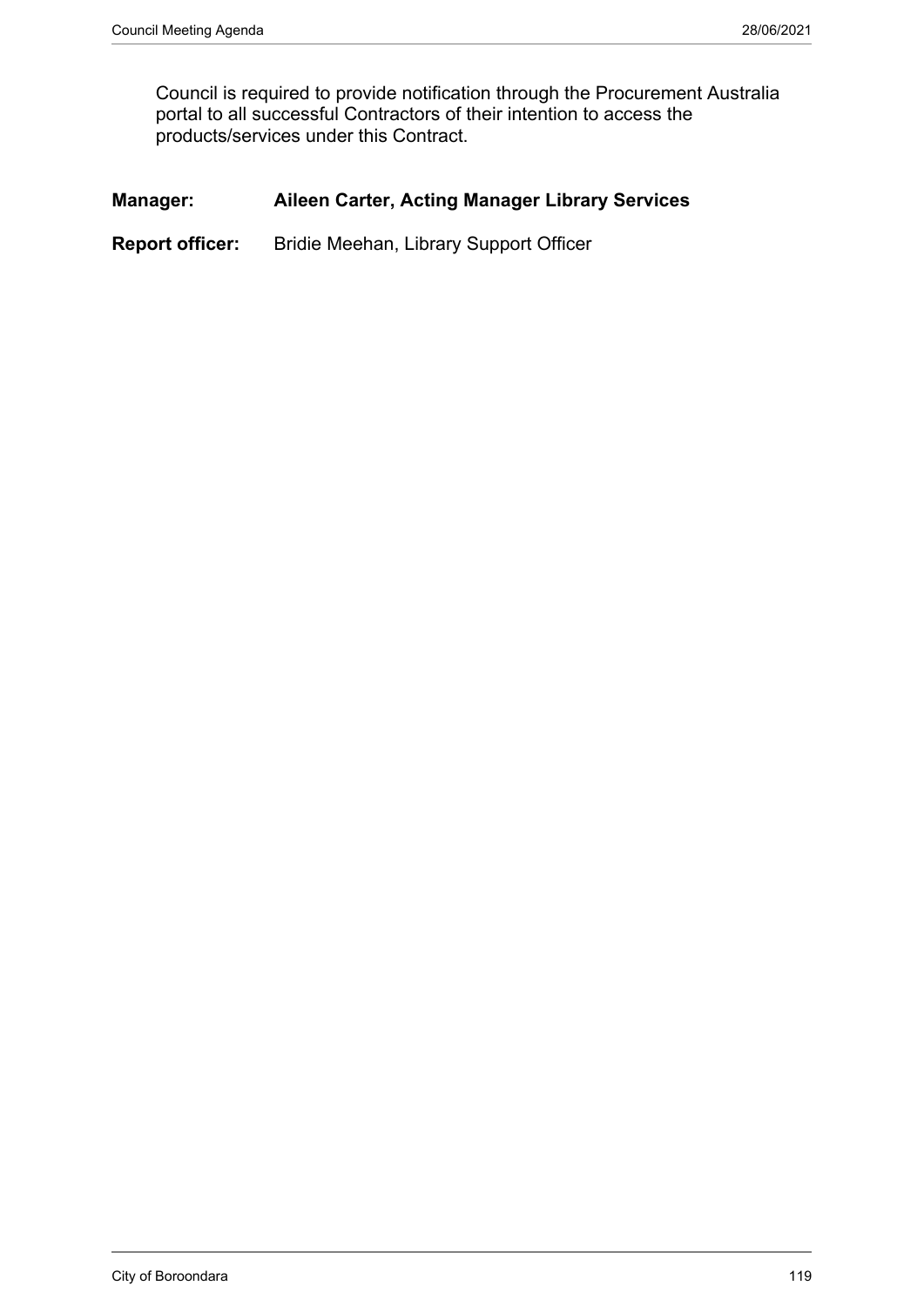Council is required to provide notification through the Procurement Australia portal to all successful Contractors of their intention to access the products/services under this Contract.

**Manager:** **Aileen Carter, Acting Manager Library Services**

**Report officer:** Bridie Meehan, Library Support Officer